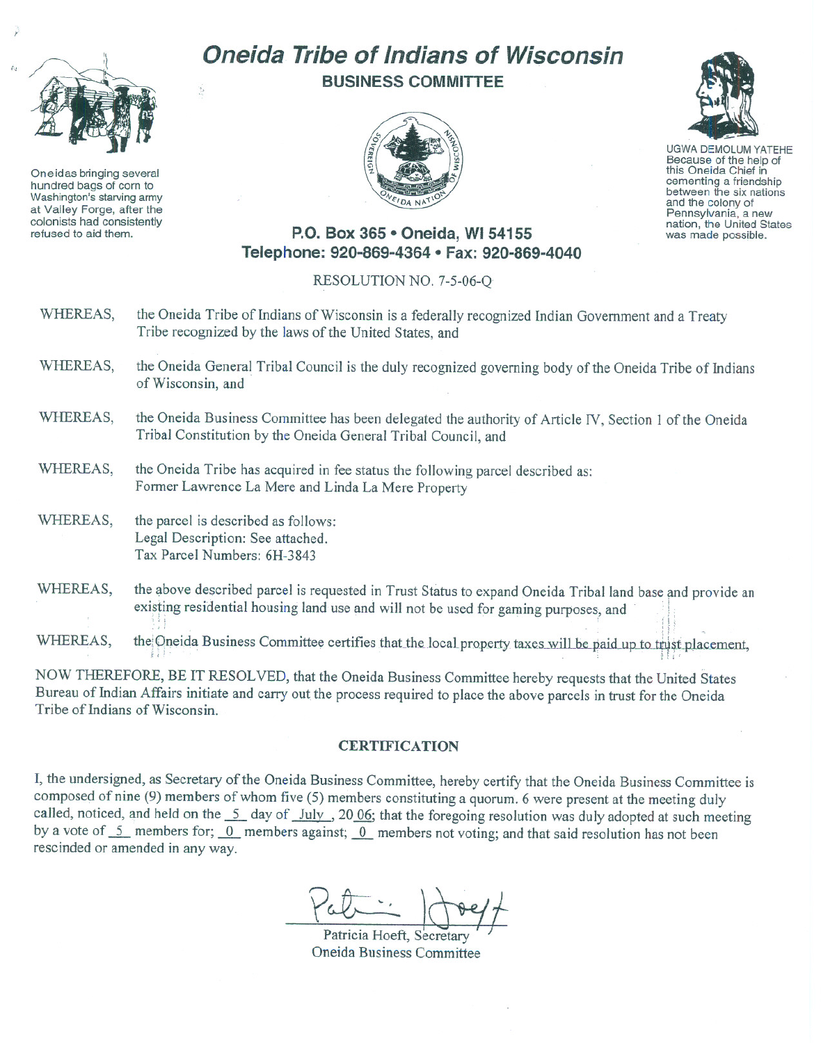# Oneida Tribe of Indians of Wisconsin

## BUSINESS COMMITTEE

Oneidas bringing several hundred bags of corn to Washington's starving army at Valley Forge, after the colonists had consistently refused to aid them.

UGWA DEMOLUM YATEHE Because of the help of this Oneida Chief in cementing a friendship between the six nations and the colony of Pennsylvania, a new nation, the United States was made possible.

**P.O. Box 365 • Oneida, WI 54155**
**Telephone: 920-869-4364 • Fax: 920-869-4040**

RESOLUTION NO. 7-5-06-Q

WHEREAS, the Oneida Tribe of Indians of Wisconsin is a federally recognized Indian Government and a Treaty Tribe recognized by the laws of the United States, and

WHEREAS, the Oneida General Tribal Council is the duly recognized governing body of the Oneida Tribe of Indians of Wisconsin, and

WHEREAS, the Oneida Business Committee has been delegated the authority of Article IV, Section 1 of the Oneida Tribal Constitution by the Oneida General Tribal Council, and

WHEREAS, the Oneida Tribe has acquired in fee status the following parcel described as:
Former Lawrence La Mere and Linda La Mere Property

WHEREAS, the parcel is described as follows:
Legal Description: See attached.
Tax Parcel Numbers: 6H-3843

WHEREAS, the above described parcel is requested in Trust Status to expand Oneida Tribal land base and provide an existing residential housing land use and will not be used for gaming purposes, and

WHEREAS, the Oneida Business Committee certifies that the local property taxes will be paid up to trust placement,

NOW THEREFORE, BE IT RESOLVED, that the Oneida Business Committee hereby requests that the United States Bureau of Indian Affairs initiate and carry out the process required to place the above parcels in trust for the Oneida Tribe of Indians of Wisconsin.

### CERTIFICATION

I, the undersigned, as Secretary of the Oneida Business Committee, hereby certify that the Oneida Business Committee is composed of nine (9) members of whom five (5) members constituting a quorum. 6 were present at the meeting duly called, noticed, and held on the 5 day of July, 2006; that the foregoing resolution was duly adopted at such meeting by a vote of 5 members for; 0 members against; 0 members not voting; and that said resolution has not been rescinded or amended in any way.

Patricia Hoeft, Secretary
Oneida Business Committee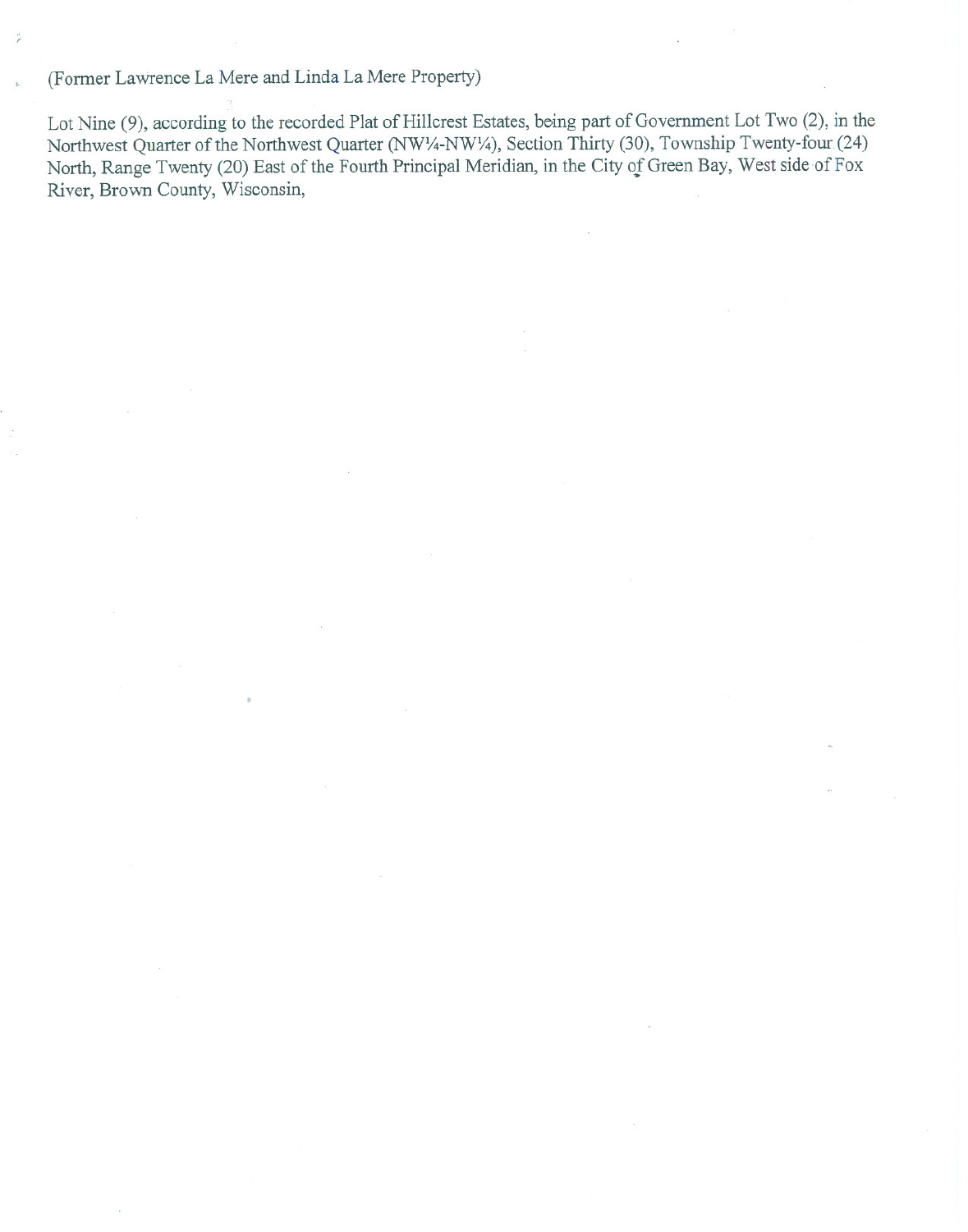(Former Lawrence La Mere and Linda La Mere Property)

Lot Nine (9), according to the recorded Plat of Hillcrest Estates, being part of Government Lot Two (2), in the Northwest Quarter of the Northwest Quarter (NW¼-NW¼), Section Thirty (30), Township Twenty-four (24) North, Range Twenty (20) East of the Fourth Principal Meridian, in the City of Green Bay, West side of Fox River, Brown County, Wisconsin,